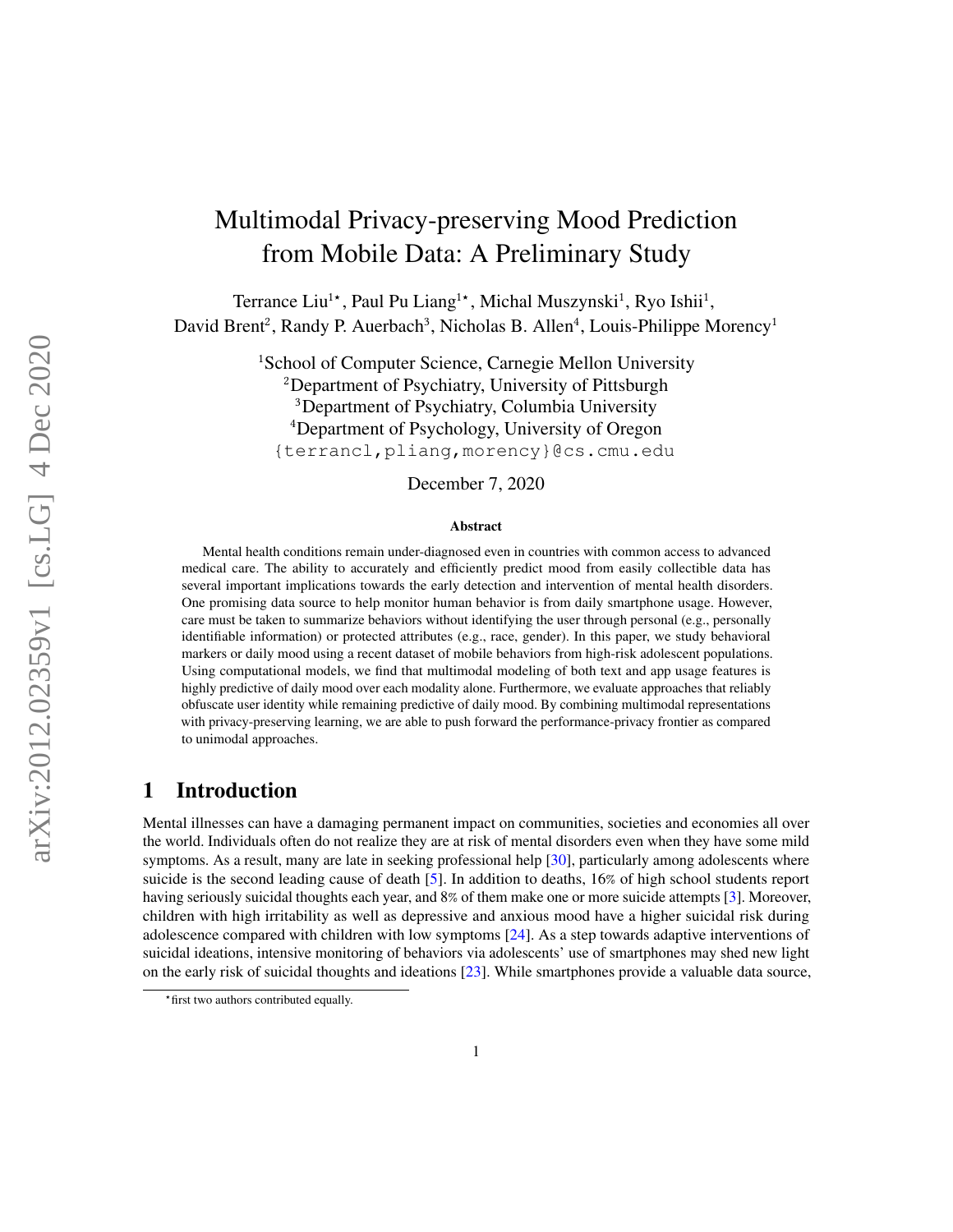// Multimodal Privacy-preserving Mood Prediction from Mobile Data: A Preliminary Study

Terrance Liu[1⋆], Paul Pu Liang[1⋆], Michal Muszynski[1], Ryo Ishii[1], David Brent[2], Randy P. Auerbach[3], Nicholas B. Allen[4], Louis-Philippe Morency[1]

[1]School of Computer Science, Carnegie Mellon University
[2]Department of Psychiatry, University of Pittsburgh
[3]Department of Psychiatry, Columbia University
[4]Department of Psychology, University of Oregon
{terrancl,pliang,morency}@cs.cmu.edu

December 7, 2020

**Abstract**

Mental health conditions remain under-diagnosed even in countries with common access to advanced medical care. The ability to accurately and efficiently predict mood from easily collectible data has several important implications towards the early detection and intervention of mental health disorders. One promising data source to help monitor human behavior is from daily smartphone usage. However, care must be taken to summarize behaviors without identifying the user through personal (e.g., personally identifiable information) or protected attributes (e.g., race, gender). In this paper, we study behavioral markers or daily mood using a recent dataset of mobile behaviors from high-risk adolescent populations. Using computational models, we find that multimodal modeling of both text and app usage features is highly predictive of daily mood over each modality alone. Furthermore, we evaluate approaches that reliably obfuscate user identity while remaining predictive of daily mood. By combining multimodal representations with privacy-preserving learning, we are able to push forward the performance-privacy frontier as compared to unimodal approaches.

## 1 Introduction

Mental illnesses can have a damaging permanent impact on communities, societies and economies all over the world. Individuals often do not realize they are at risk of mental disorders even when they have some mild symptoms. As a result, many are late in seeking professional help [30], particularly among adolescents where suicide is the second leading cause of death [5]. In addition to deaths, 16% of high school students report having seriously suicidal thoughts each year, and 8% of them make one or more suicide attempts [3]. Moreover, children with high irritability as well as depressive and anxious mood have a higher suicidal risk during adolescence compared with children with low symptoms [24]. As a step towards adaptive interventions of suicidal ideations, intensive monitoring of behaviors via adolescents' use of smartphones may shed new light on the early risk of suicidal thoughts and ideations [23]. While smartphones provide a valuable data source,

⋆first two authors contributed equally.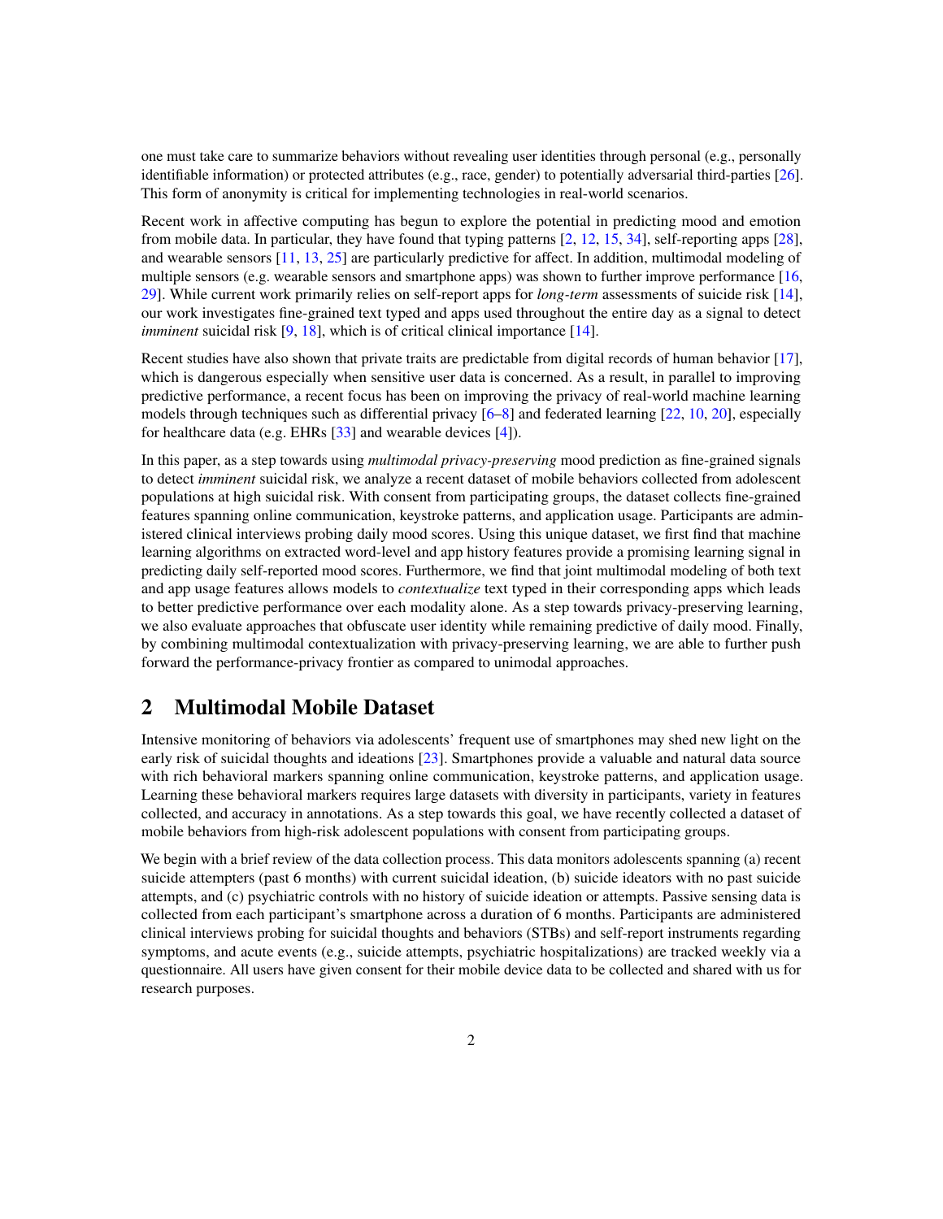one must take care to summarize behaviors without revealing user identities through personal (e.g., personally identifiable information) or protected attributes (e.g., race, gender) to potentially adversarial third-parties [26]. This form of anonymity is critical for implementing technologies in real-world scenarios.

Recent work in affective computing has begun to explore the potential in predicting mood and emotion from mobile data. In particular, they have found that typing patterns [2, 12, 15, 34], self-reporting apps [28], and wearable sensors [11, 13, 25] are particularly predictive for affect. In addition, multimodal modeling of multiple sensors (e.g. wearable sensors and smartphone apps) was shown to further improve performance [16, 29]. While current work primarily relies on self-report apps for *long-term* assessments of suicide risk [14], our work investigates fine-grained text typed and apps used throughout the entire day as a signal to detect *imminent* suicidal risk [9, 18], which is of critical clinical importance [14].

Recent studies have also shown that private traits are predictable from digital records of human behavior [17], which is dangerous especially when sensitive user data is concerned. As a result, in parallel to improving predictive performance, a recent focus has been on improving the privacy of real-world machine learning models through techniques such as differential privacy [6–8] and federated learning [22, 10, 20], especially for healthcare data (e.g. EHRs [33] and wearable devices [4]).

In this paper, as a step towards using *multimodal privacy-preserving* mood prediction as fine-grained signals to detect *imminent* suicidal risk, we analyze a recent dataset of mobile behaviors collected from adolescent populations at high suicidal risk. With consent from participating groups, the dataset collects fine-grained features spanning online communication, keystroke patterns, and application usage. Participants are administered clinical interviews probing daily mood scores. Using this unique dataset, we first find that machine learning algorithms on extracted word-level and app history features provide a promising learning signal in predicting daily self-reported mood scores. Furthermore, we find that joint multimodal modeling of both text and app usage features allows models to *contextualize* text typed in their corresponding apps which leads to better predictive performance over each modality alone. As a step towards privacy-preserving learning, we also evaluate approaches that obfuscate user identity while remaining predictive of daily mood. Finally, by combining multimodal contextualization with privacy-preserving learning, we are able to further push forward the performance-privacy frontier as compared to unimodal approaches.

## 2 Multimodal Mobile Dataset

Intensive monitoring of behaviors via adolescents' frequent use of smartphones may shed new light on the early risk of suicidal thoughts and ideations [23]. Smartphones provide a valuable and natural data source with rich behavioral markers spanning online communication, keystroke patterns, and application usage. Learning these behavioral markers requires large datasets with diversity in participants, variety in features collected, and accuracy in annotations. As a step towards this goal, we have recently collected a dataset of mobile behaviors from high-risk adolescent populations with consent from participating groups.

We begin with a brief review of the data collection process. This data monitors adolescents spanning (a) recent suicide attempters (past 6 months) with current suicidal ideation, (b) suicide ideators with no past suicide attempts, and (c) psychiatric controls with no history of suicide ideation or attempts. Passive sensing data is collected from each participant's smartphone across a duration of 6 months. Participants are administered clinical interviews probing for suicidal thoughts and behaviors (STBs) and self-report instruments regarding symptoms, and acute events (e.g., suicide attempts, psychiatric hospitalizations) are tracked weekly via a questionnaire. All users have given consent for their mobile device data to be collected and shared with us for research purposes.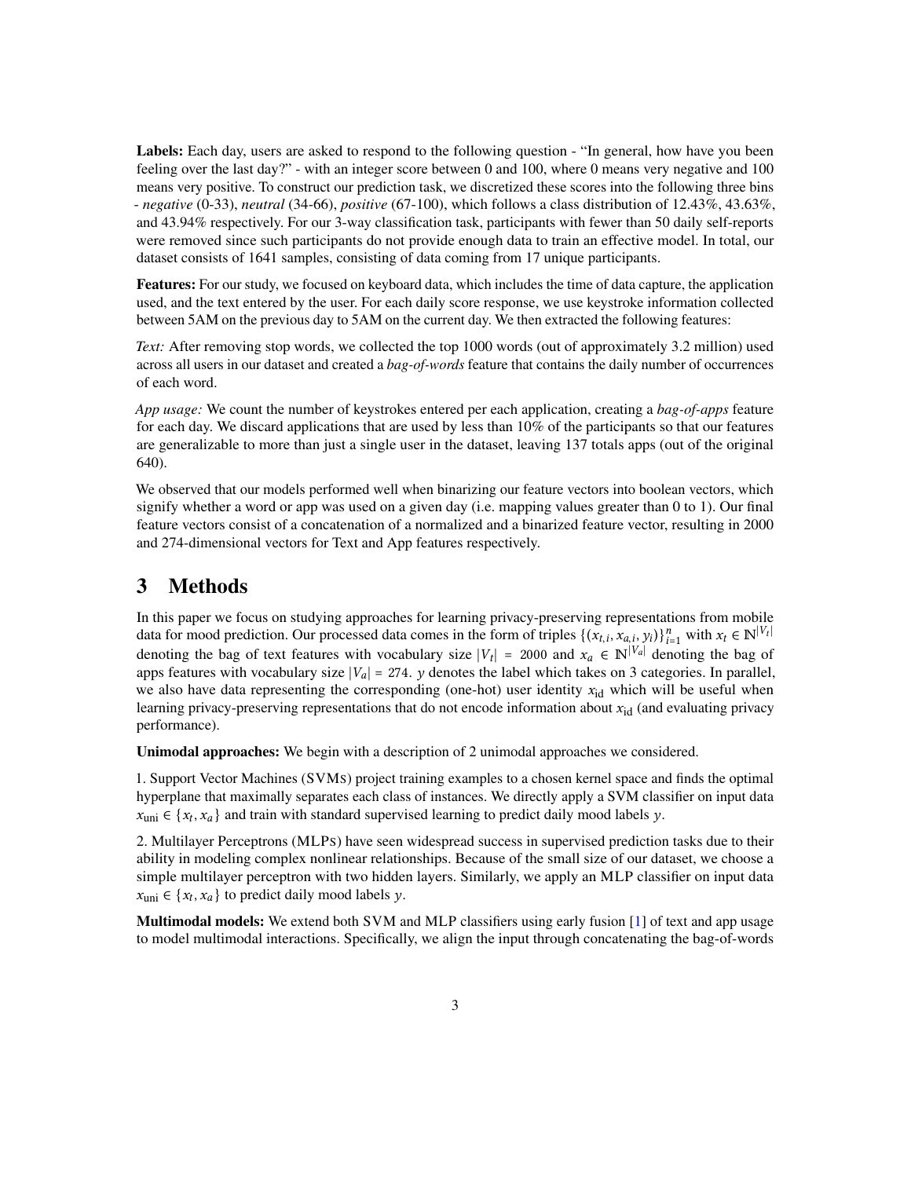**Labels:** Each day, users are asked to respond to the following question - "In general, how have you been feeling over the last day?" - with an integer score between 0 and 100, where 0 means very negative and 100 means very positive. To construct our prediction task, we discretized these scores into the following three bins - *negative* (0-33), *neutral* (34-66), *positive* (67-100), which follows a class distribution of 12.43%, 43.63%, and 43.94% respectively. For our 3-way classification task, participants with fewer than 50 daily self-reports were removed since such participants do not provide enough data to train an effective model. In total, our dataset consists of 1641 samples, consisting of data coming from 17 unique participants.

**Features:** For our study, we focused on keyboard data, which includes the time of data capture, the application used, and the text entered by the user. For each daily score response, we use keystroke information collected between 5AM on the previous day to 5AM on the current day. We then extracted the following features:

*Text:* After removing stop words, we collected the top 1000 words (out of approximately 3.2 million) used across all users in our dataset and created a *bag-of-words* feature that contains the daily number of occurrences of each word.

*App usage:* We count the number of keystrokes entered per each application, creating a *bag-of-apps* feature for each day. We discard applications that are used by less than 10% of the participants so that our features are generalizable to more than just a single user in the dataset, leaving 137 totals apps (out of the original 640).

We observed that our models performed well when binarizing our feature vectors into boolean vectors, which signify whether a word or app was used on a given day (i.e. mapping values greater than 0 to 1). Our final feature vectors consist of a concatenation of a normalized and a binarized feature vector, resulting in 2000 and 274-dimensional vectors for Text and App features respectively.

# 3 Methods

In this paper we focus on studying approaches for learning privacy-preserving representations from mobile data for mood prediction. Our processed data comes in the form of triples $\{(x_{t,i}, x_{a,i}, y_i)\}_{i=1}^{n}$ with $x_t \in \mathbb{N}^{|V_t|}$ denoting the bag of text features with vocabulary size $|V_t| = 2000$ and $x_a \in \mathbb{N}^{|V_a|}$ denoting the bag of apps features with vocabulary size $|V_a| = 274$. $y$ denotes the label which takes on 3 categories. In parallel, we also have data representing the corresponding (one-hot) user identity $x_{\text{id}}$ which will be useful when learning privacy-preserving representations that do not encode information about $x_{\text{id}}$ (and evaluating privacy performance).

**Unimodal approaches:** We begin with a description of 2 unimodal approaches we considered.

1. Support Vector Machines (SVMs) project training examples to a chosen kernel space and finds the optimal hyperplane that maximally separates each class of instances. We directly apply a SVM classifier on input data $x_{\text{uni}} \in \{x_t, x_a\}$ and train with standard supervised learning to predict daily mood labels $y$.

2. Multilayer Perceptrons (MLPs) have seen widespread success in supervised prediction tasks due to their ability in modeling complex nonlinear relationships. Because of the small size of our dataset, we choose a simple multilayer perceptron with two hidden layers. Similarly, we apply an MLP classifier on input data $x_{\text{uni}} \in \{x_t, x_a\}$ to predict daily mood labels $y$.

**Multimodal models:** We extend both SVM and MLP classifiers using early fusion [1] of text and app usage to model multimodal interactions. Specifically, we align the input through concatenating the bag-of-words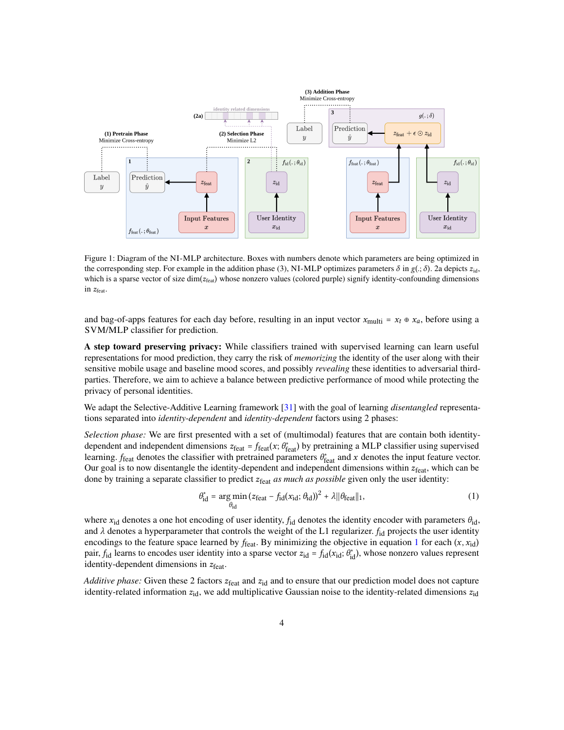Figure 1: Diagram of the NI-MLP architecture. Boxes with numbers denote which parameters are being optimized in the corresponding step. For example in the addition phase (3), NI-MLP optimizes parameters $\delta$ in $g(.;\delta)$. 2a depicts $z_{\text{id}}$, which is a sparse vector of size $\dim(z_{\text{feat}})$ whose nonzero values (colored purple) signify identity-confounding dimensions in $z_{\text{feat}}$.

and bag-of-apps features for each day before, resulting in an input vector $x_{\text{multi}} = x_t \oplus x_a$, before using a SVM/MLP classifier for prediction.

**A step toward preserving privacy:** While classifiers trained with supervised learning can learn useful representations for mood prediction, they carry the risk of *memorizing* the identity of the user along with their sensitive mobile usage and baseline mood scores, and possibly *revealing* these identities to adversarial third-parties. Therefore, we aim to achieve a balance between predictive performance of mood while protecting the privacy of personal identities.

We adapt the Selective-Additive Learning framework [31] with the goal of learning *disentangled* representations separated into *identity-dependent* and *identity-dependent* factors using 2 phases:

*Selection phase:* We are first presented with a set of (multimodal) features that are contain both identity-dependent and independent dimensions $z_{\text{feat}} = f_{\text{feat}}(x; \theta^*_{\text{feat}})$ by pretraining a MLP classifier using supervised learning. $f_{\text{feat}}$ denotes the classifier with pretrained parameters $\theta^*_{\text{feat}}$ and $x$ denotes the input feature vector. Our goal is to now disentangle the identity-dependent and independent dimensions within $z_{\text{feat}}$, which can be done by training a separate classifier to predict $z_{\text{feat}}$ *as much as possible* given only the user identity:

$$\theta^*_{\text{id}} = \arg\min_{\theta_{\text{id}}} \left(z_{\text{feat}} - f_{\text{id}}(x_{\text{id}}; \theta_{\text{id}})\right)^2 + \lambda ||\theta_{\text{feat}}||_1, \tag{1}$$

where $x_{\text{id}}$ denotes a one hot encoding of user identity, $f_{\text{id}}$ denotes the identity encoder with parameters $\theta_{\text{id}}$, and $\lambda$ denotes a hyperparameter that controls the weight of the L1 regularizer. $f_{\text{id}}$ projects the user identity encodings to the feature space learned by $f_{\text{feat}}$. By minimizing the objective in equation 1 for each $(x, x_{\text{id}})$ pair, $f_{\text{id}}$ learns to encodes user identity into a sparse vector $z_{\text{id}} = f_{\text{id}}(x_{\text{id}}; \theta^*_{\text{id}})$, whose nonzero values represent identity-dependent dimensions in $z_{\text{feat}}$.

*Additive phase:* Given these 2 factors $z_{\text{feat}}$ and $z_{\text{id}}$ and to ensure that our prediction model does not capture identity-related information $z_{\text{id}}$, we add multiplicative Gaussian noise to the identity-related dimensions $z_{\text{id}}$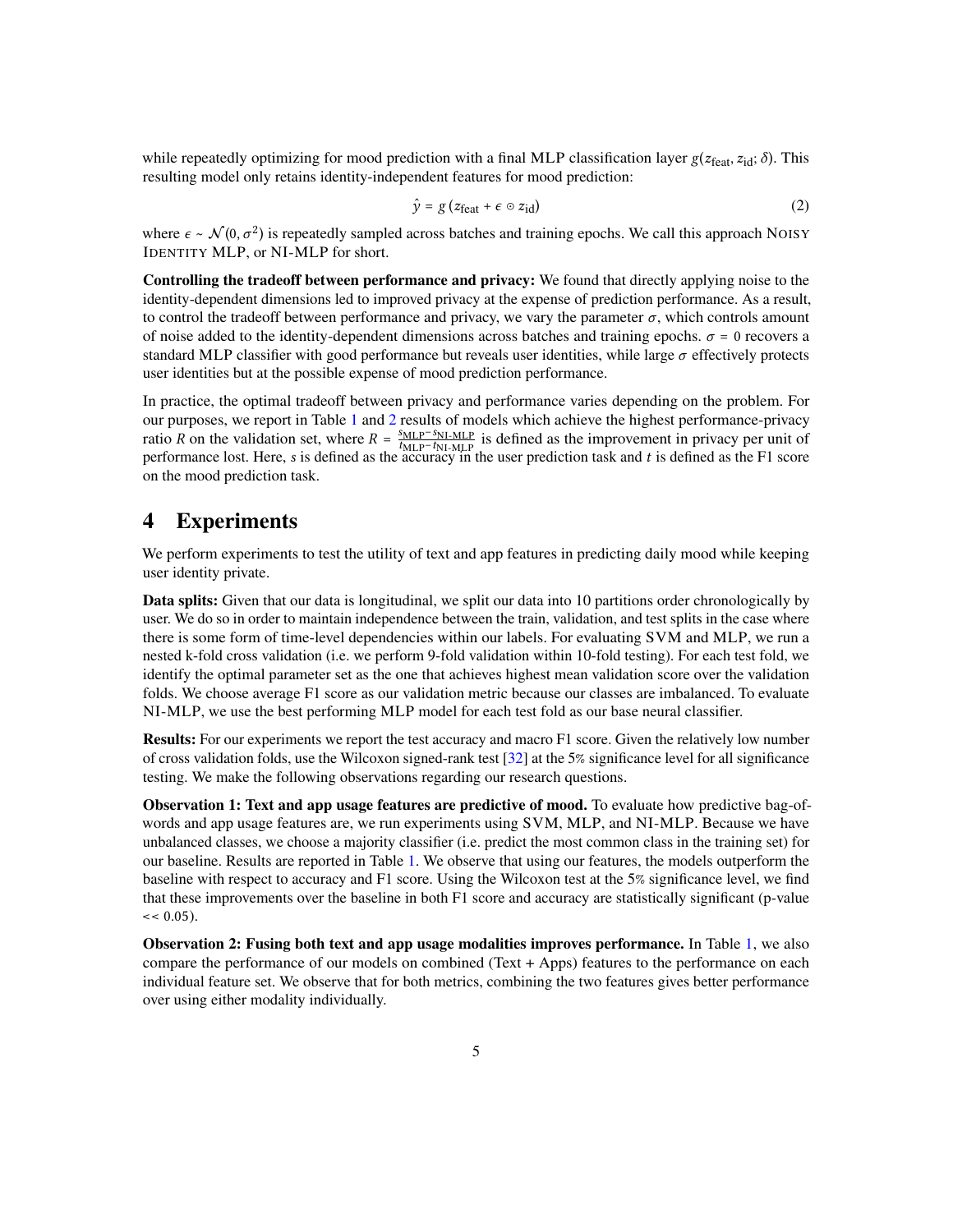while repeatedly optimizing for mood prediction with a final MLP classification layer $g(z_{\text{feat}}, z_{\text{id}}; \delta)$. This resulting model only retains identity-independent features for mood prediction:

$$\hat{y} = g\left(z_{\text{feat}} + \epsilon \odot z_{\text{id}}\right) \tag{2}$$

where $\epsilon \sim \mathcal{N}(0, \sigma^2)$ is repeatedly sampled across batches and training epochs. We call this approach NOISY IDENTITY MLP, or NI-MLP for short.

**Controlling the tradeoff between performance and privacy:** We found that directly applying noise to the identity-dependent dimensions led to improved privacy at the expense of prediction performance. As a result, to control the tradeoff between performance and privacy, we vary the parameter $\sigma$, which controls amount of noise added to the identity-dependent dimensions across batches and training epochs. $\sigma = 0$ recovers a standard MLP classifier with good performance but reveals user identities, while large $\sigma$ effectively protects user identities but at the possible expense of mood prediction performance.

In practice, the optimal tradeoff between privacy and performance varies depending on the problem. For our purposes, we report in Table 1 and 2 results of models which achieve the highest performance-privacy ratio $R$ on the validation set, where $R = \frac{s_{\text{MLP}} - s_{\text{NI-MLP}}}{t_{\text{MLP}} - t_{\text{NI-MLP}}}$ is defined as the improvement in privacy per unit of performance lost. Here, $s$ is defined as the accuracy in the user prediction task and $t$ is defined as the F1 score on the mood prediction task.

# 4 Experiments

We perform experiments to test the utility of text and app features in predicting daily mood while keeping user identity private.

**Data splits:** Given that our data is longitudinal, we split our data into 10 partitions order chronologically by user. We do so in order to maintain independence between the train, validation, and test splits in the case where there is some form of time-level dependencies within our labels. For evaluating SVM and MLP, we run a nested k-fold cross validation (i.e. we perform 9-fold validation within 10-fold testing). For each test fold, we identify the optimal parameter set as the one that achieves highest mean validation score over the validation folds. We choose average F1 score as our validation metric because our classes are imbalanced. To evaluate NI-MLP, we use the best performing MLP model for each test fold as our base neural classifier.

**Results:** For our experiments we report the test accuracy and macro F1 score. Given the relatively low number of cross validation folds, use the Wilcoxon signed-rank test [32] at the 5% significance level for all significance testing. We make the following observations regarding our research questions.

**Observation 1: Text and app usage features are predictive of mood.** To evaluate how predictive bag-of-words and app usage features are, we run experiments using SVM, MLP, and NI-MLP. Because we have unbalanced classes, we choose a majority classifier (i.e. predict the most common class in the training set) for our baseline. Results are reported in Table 1. We observe that using our features, the models outperform the baseline with respect to accuracy and F1 score. Using the Wilcoxon test at the 5% significance level, we find that these improvements over the baseline in both F1 score and accuracy are statistically significant (p-value $<< 0.05$).

**Observation 2: Fusing both text and app usage modalities improves performance.** In Table 1, we also compare the performance of our models on combined (Text + Apps) features to the performance on each individual feature set. We observe that for both metrics, combining the two features gives better performance over using either modality individually.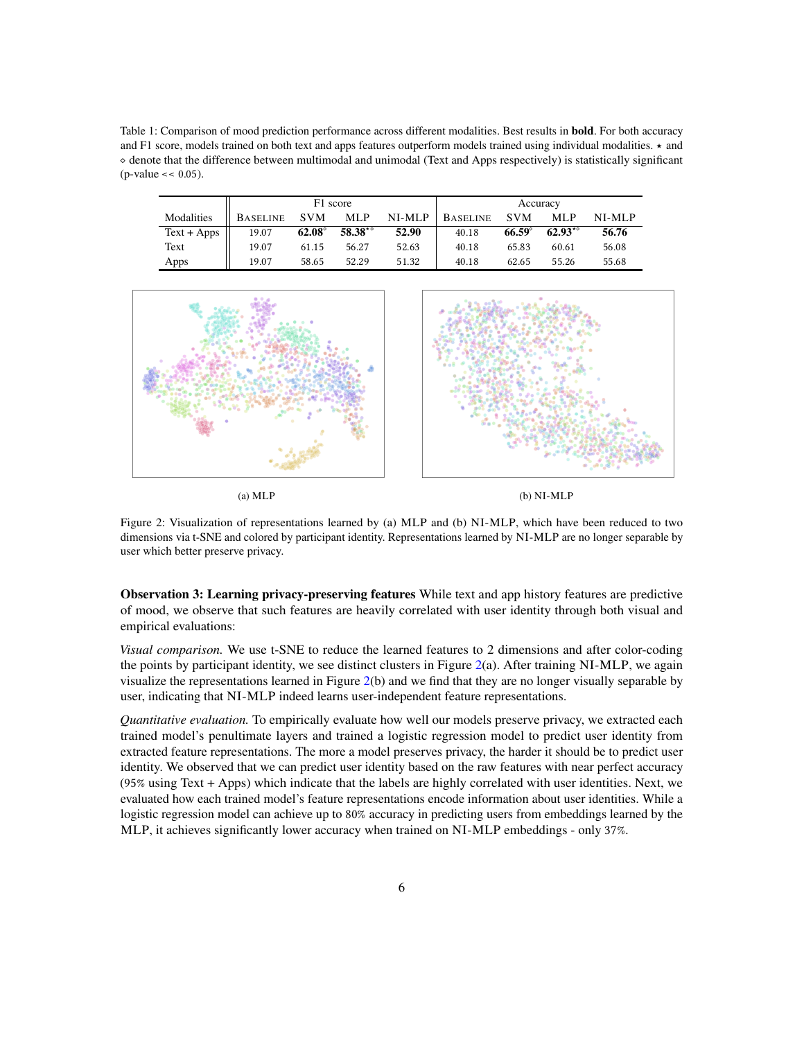Table 1: Comparison of mood prediction performance across different modalities. Best results in **bold**. For both accuracy and F1 score, models trained on both text and apps features outperform models trained using individual modalities. ⋆ and ⋄ denote that the difference between multimodal and unimodal (Text and Apps respectively) is statistically significant (p-value << 0.05).

| Modalities | F1 score | | | | Accuracy | | | |
|---|---|---|---|---|---|---|---|---|
| | BASELINE | SVM | MLP | NI-MLP | BASELINE | SVM | MLP | NI-MLP |
| Text + Apps | 19.07 | **62.08**$^{\diamond}$ | **58.38**$^{\star\diamond}$ | **52.90** | 40.18 | **66.59**$^{\diamond}$ | **62.93**$^{\star\diamond}$ | **56.76** |
| Text | 19.07 | 61.15 | 56.27 | 52.63 | 40.18 | 65.83 | 60.61 | 56.08 |
| Apps | 19.07 | 58.65 | 52.29 | 51.32 | 40.18 | 62.65 | 55.26 | 55.68 |

(a) MLP

(b) NI-MLP

Figure 2: Visualization of representations learned by (a) MLP and (b) NI-MLP, which have been reduced to two dimensions via t-SNE and colored by participant identity. Representations learned by NI-MLP are no longer separable by user which better preserve privacy.

**Observation 3: Learning privacy-preserving features** While text and app history features are predictive of mood, we observe that such features are heavily correlated with user identity through both visual and empirical evaluations:

*Visual comparison.* We use t-SNE to reduce the learned features to 2 dimensions and after color-coding the points by participant identity, we see distinct clusters in Figure 2(a). After training NI-MLP, we again visualize the representations learned in Figure 2(b) and we find that they are no longer visually separable by user, indicating that NI-MLP indeed learns user-independent feature representations.

*Quantitative evaluation.* To empirically evaluate how well our models preserve privacy, we extracted each trained model's penultimate layers and trained a logistic regression model to predict user identity from extracted feature representations. The more a model preserves privacy, the harder it should be to predict user identity. We observed that we can predict user identity based on the raw features with near perfect accuracy (95% using Text + Apps) which indicate that the labels are highly correlated with user identities. Next, we evaluated how each trained model's feature representations encode information about user identities. While a logistic regression model can achieve up to 80% accuracy in predicting users from embeddings learned by the MLP, it achieves significantly lower accuracy when trained on NI-MLP embeddings - only 37%.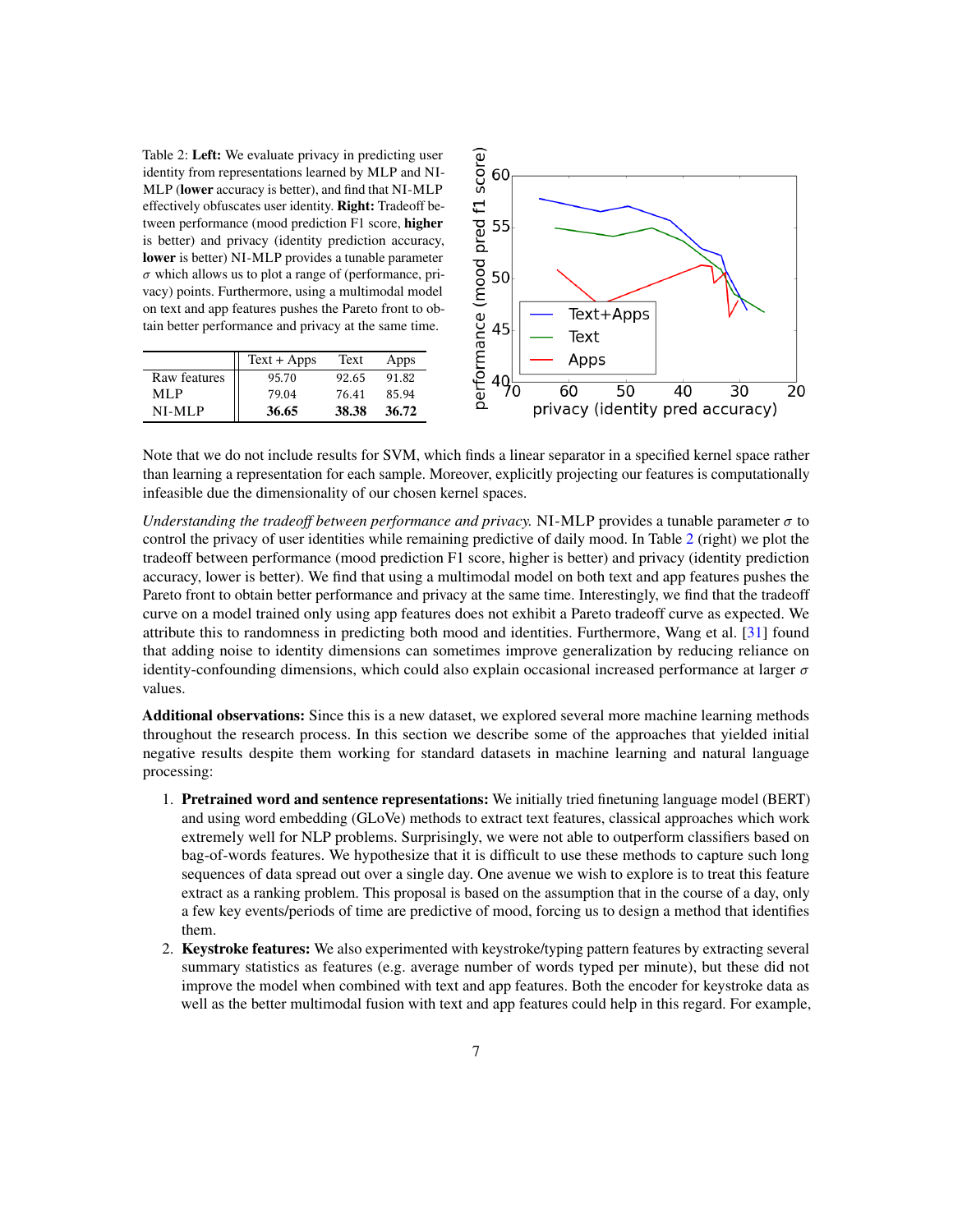Table 2: **Left:** We evaluate privacy in predicting user identity from representations learned by MLP and NI-MLP (**lower** accuracy is better), and find that NI-MLP effectively obfuscates user identity. **Right:** Tradeoff between performance (mood prediction F1 score, **higher** is better) and privacy (identity prediction accuracy, **lower** is better) NI-MLP provides a tunable parameter $\sigma$ which allows us to plot a range of (performance, privacy) points. Furthermore, using a multimodal model on text and app features pushes the Pareto front to obtain better performance and privacy at the same time.

| | Text + Apps | Text | Apps |
|---|---|---|---|
| Raw features | 95.70 | 92.65 | 91.82 |
| MLP | 79.04 | 76.41 | 85.94 |
| NI-MLP | **36.65** | **38.38** | **36.72** |

Note that we do not include results for SVM, which finds a linear separator in a specified kernel space rather than learning a representation for each sample. Moreover, explicitly projecting our features is computationally infeasible due the dimensionality of our chosen kernel spaces.

*Understanding the tradeoff between performance and privacy.* NI-MLP provides a tunable parameter $\sigma$ to control the privacy of user identities while remaining predictive of daily mood. In Table 2 (right) we plot the tradeoff between performance (mood prediction F1 score, higher is better) and privacy (identity prediction accuracy, lower is better). We find that using a multimodal model on both text and app features pushes the Pareto front to obtain better performance and privacy at the same time. Interestingly, we find that the tradeoff curve on a model trained only using app features does not exhibit a Pareto tradeoff curve as expected. We attribute this to randomness in predicting both mood and identities. Furthermore, Wang et al. [31] found that adding noise to identity dimensions can sometimes improve generalization by reducing reliance on identity-confounding dimensions, which could also explain occasional increased performance at larger $\sigma$ values.

**Additional observations:** Since this is a new dataset, we explored several more machine learning methods throughout the research process. In this section we describe some of the approaches that yielded initial negative results despite them working for standard datasets in machine learning and natural language processing:

1. **Pretrained word and sentence representations:** We initially tried finetuning language model (BERT) and using word embedding (GLoVe) methods to extract text features, classical approaches which work extremely well for NLP problems. Surprisingly, we were not able to outperform classifiers based on bag-of-words features. We hypothesize that it is difficult to use these methods to capture such long sequences of data spread out over a single day. One avenue we wish to explore is to treat this feature extract as a ranking problem. This proposal is based on the assumption that in the course of a day, only a few key events/periods of time are predictive of mood, forcing us to design a method that identifies them.
2. **Keystroke features:** We also experimented with keystroke/typing pattern features by extracting several summary statistics as features (e.g. average number of words typed per minute), but these did not improve the model when combined with text and app features. Both the encoder for keystroke data as well as the better multimodal fusion with text and app features could help in this regard. For example,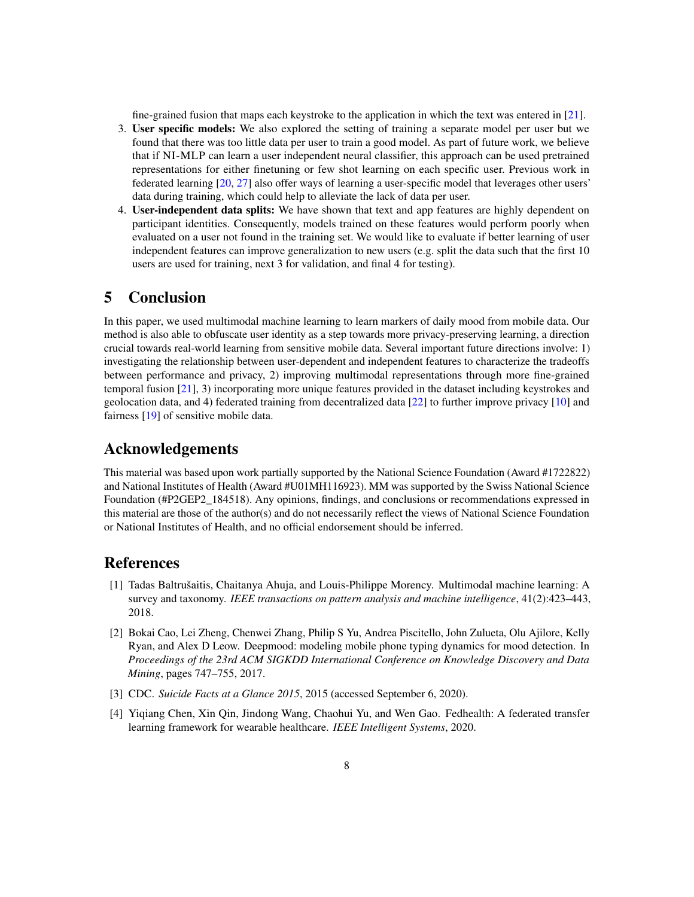fine-grained fusion that maps each keystroke to the application in which the text was entered in [21].

3. **User specific models:** We also explored the setting of training a separate model per user but we found that there was too little data per user to train a good model. As part of future work, we believe that if NI-MLP can learn a user independent neural classifier, this approach can be used pretrained representations for either finetuning or few shot learning on each specific user. Previous work in federated learning [20, 27] also offer ways of learning a user-specific model that leverages other users' data during training, which could help to alleviate the lack of data per user.
4. **User-independent data splits:** We have shown that text and app features are highly dependent on participant identities. Consequently, models trained on these features would perform poorly when evaluated on a user not found in the training set. We would like to evaluate if better learning of user independent features can improve generalization to new users (e.g. split the data such that the first 10 users are used for training, next 3 for validation, and final 4 for testing).

# 5 Conclusion

In this paper, we used multimodal machine learning to learn markers of daily mood from mobile data. Our method is also able to obfuscate user identity as a step towards more privacy-preserving learning, a direction crucial towards real-world learning from sensitive mobile data. Several important future directions involve: 1) investigating the relationship between user-dependent and independent features to characterize the tradeoffs between performance and privacy, 2) improving multimodal representations through more fine-grained temporal fusion [21], 3) incorporating more unique features provided in the dataset including keystrokes and geolocation data, and 4) federated training from decentralized data [22] to further improve privacy [10] and fairness [19] of sensitive mobile data.

# Acknowledgements

This material was based upon work partially supported by the National Science Foundation (Award #1722822) and National Institutes of Health (Award #U01MH116923). MM was supported by the Swiss National Science Foundation (#P2GEP2_184518). Any opinions, findings, and conclusions or recommendations expressed in this material are those of the author(s) and do not necessarily reflect the views of National Science Foundation or National Institutes of Health, and no official endorsement should be inferred.

# References

[1] Tadas Baltrušaitis, Chaitanya Ahuja, and Louis-Philippe Morency. Multimodal machine learning: A survey and taxonomy. *IEEE transactions on pattern analysis and machine intelligence*, 41(2):423–443, 2018.

[2] Bokai Cao, Lei Zheng, Chenwei Zhang, Philip S Yu, Andrea Piscitello, John Zulueta, Olu Ajilore, Kelly Ryan, and Alex D Leow. Deepmood: modeling mobile phone typing dynamics for mood detection. In *Proceedings of the 23rd ACM SIGKDD International Conference on Knowledge Discovery and Data Mining*, pages 747–755, 2017.

[3] CDC. *Suicide Facts at a Glance 2015*, 2015 (accessed September 6, 2020).

[4] Yiqiang Chen, Xin Qin, Jindong Wang, Chaohui Yu, and Wen Gao. Fedhealth: A federated transfer learning framework for wearable healthcare. *IEEE Intelligent Systems*, 2020.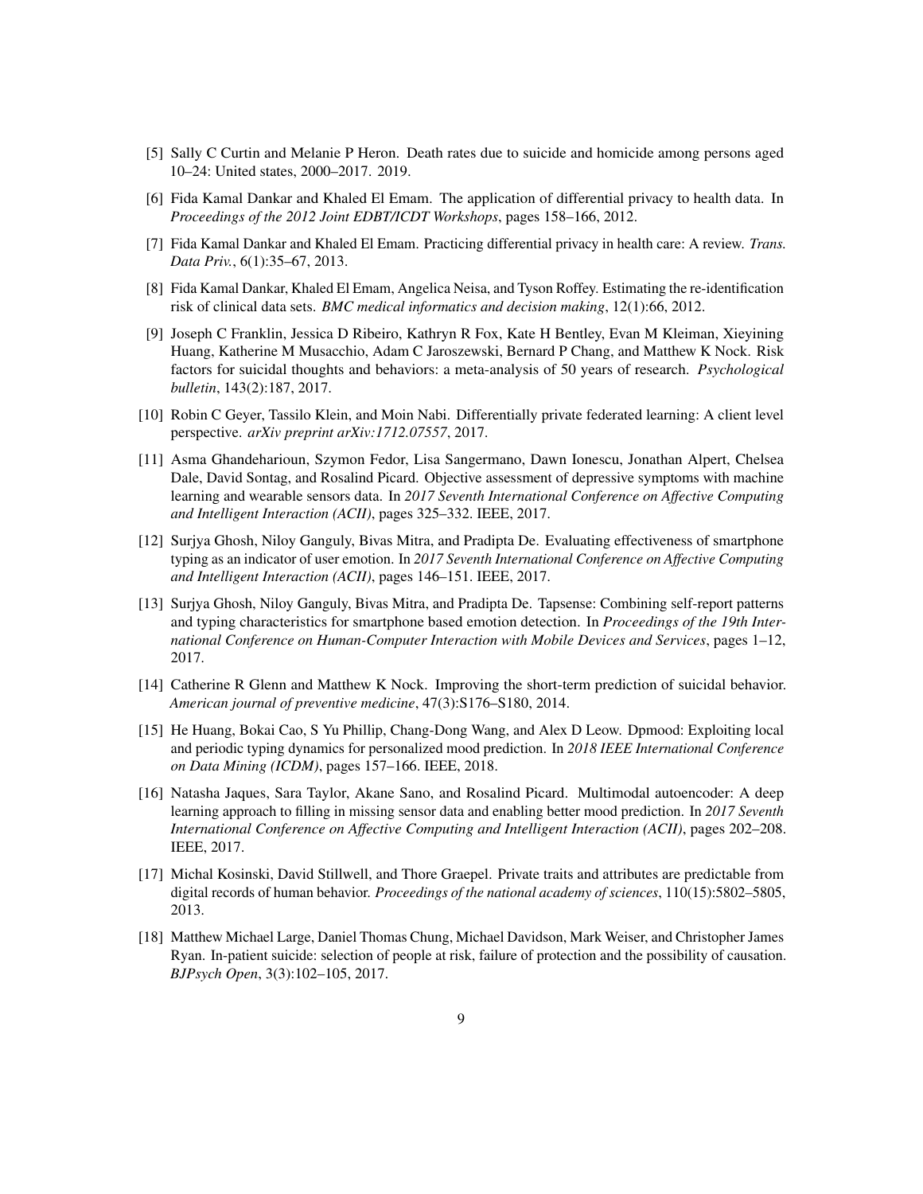[5] Sally C Curtin and Melanie P Heron. Death rates due to suicide and homicide among persons aged 10–24: United states, 2000–2017. 2019.

[6] Fida Kamal Dankar and Khaled El Emam. The application of differential privacy to health data. In *Proceedings of the 2012 Joint EDBT/ICDT Workshops*, pages 158–166, 2012.

[7] Fida Kamal Dankar and Khaled El Emam. Practicing differential privacy in health care: A review. *Trans. Data Priv.*, 6(1):35–67, 2013.

[8] Fida Kamal Dankar, Khaled El Emam, Angelica Neisa, and Tyson Roffey. Estimating the re-identification risk of clinical data sets. *BMC medical informatics and decision making*, 12(1):66, 2012.

[9] Joseph C Franklin, Jessica D Ribeiro, Kathryn R Fox, Kate H Bentley, Evan M Kleiman, Xieyining Huang, Katherine M Musacchio, Adam C Jaroszewski, Bernard P Chang, and Matthew K Nock. Risk factors for suicidal thoughts and behaviors: a meta-analysis of 50 years of research. *Psychological bulletin*, 143(2):187, 2017.

[10] Robin C Geyer, Tassilo Klein, and Moin Nabi. Differentially private federated learning: A client level perspective. *arXiv preprint arXiv:1712.07557*, 2017.

[11] Asma Ghandeharioun, Szymon Fedor, Lisa Sangermano, Dawn Ionescu, Jonathan Alpert, Chelsea Dale, David Sontag, and Rosalind Picard. Objective assessment of depressive symptoms with machine learning and wearable sensors data. In *2017 Seventh International Conference on Affective Computing and Intelligent Interaction (ACII)*, pages 325–332. IEEE, 2017.

[12] Surjya Ghosh, Niloy Ganguly, Bivas Mitra, and Pradipta De. Evaluating effectiveness of smartphone typing as an indicator of user emotion. In *2017 Seventh International Conference on Affective Computing and Intelligent Interaction (ACII)*, pages 146–151. IEEE, 2017.

[13] Surjya Ghosh, Niloy Ganguly, Bivas Mitra, and Pradipta De. Tapsense: Combining self-report patterns and typing characteristics for smartphone based emotion detection. In *Proceedings of the 19th International Conference on Human-Computer Interaction with Mobile Devices and Services*, pages 1–12, 2017.

[14] Catherine R Glenn and Matthew K Nock. Improving the short-term prediction of suicidal behavior. *American journal of preventive medicine*, 47(3):S176–S180, 2014.

[15] He Huang, Bokai Cao, S Yu Phillip, Chang-Dong Wang, and Alex D Leow. Dpmood: Exploiting local and periodic typing dynamics for personalized mood prediction. In *2018 IEEE International Conference on Data Mining (ICDM)*, pages 157–166. IEEE, 2018.

[16] Natasha Jaques, Sara Taylor, Akane Sano, and Rosalind Picard. Multimodal autoencoder: A deep learning approach to filling in missing sensor data and enabling better mood prediction. In *2017 Seventh International Conference on Affective Computing and Intelligent Interaction (ACII)*, pages 202–208. IEEE, 2017.

[17] Michal Kosinski, David Stillwell, and Thore Graepel. Private traits and attributes are predictable from digital records of human behavior. *Proceedings of the national academy of sciences*, 110(15):5802–5805, 2013.

[18] Matthew Michael Large, Daniel Thomas Chung, Michael Davidson, Mark Weiser, and Christopher James Ryan. In-patient suicide: selection of people at risk, failure of protection and the possibility of causation. *BJPsych Open*, 3(3):102–105, 2017.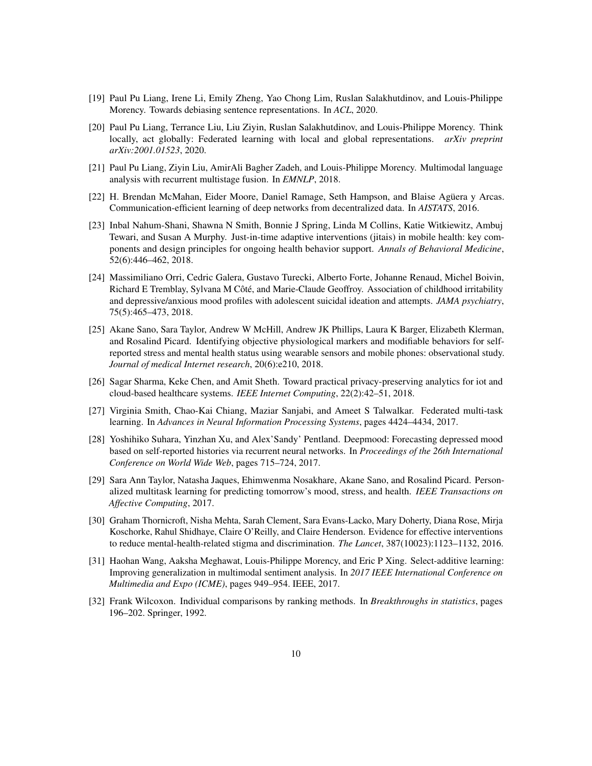[19] Paul Pu Liang, Irene Li, Emily Zheng, Yao Chong Lim, Ruslan Salakhutdinov, and Louis-Philippe Morency. Towards debiasing sentence representations. In *ACL*, 2020.

[20] Paul Pu Liang, Terrance Liu, Liu Ziyin, Ruslan Salakhutdinov, and Louis-Philippe Morency. Think locally, act globally: Federated learning with local and global representations. *arXiv preprint arXiv:2001.01523*, 2020.

[21] Paul Pu Liang, Ziyin Liu, AmirAli Bagher Zadeh, and Louis-Philippe Morency. Multimodal language analysis with recurrent multistage fusion. In *EMNLP*, 2018.

[22] H. Brendan McMahan, Eider Moore, Daniel Ramage, Seth Hampson, and Blaise Agüera y Arcas. Communication-efficient learning of deep networks from decentralized data. In *AISTATS*, 2016.

[23] Inbal Nahum-Shani, Shawna N Smith, Bonnie J Spring, Linda M Collins, Katie Witkiewitz, Ambuj Tewari, and Susan A Murphy. Just-in-time adaptive interventions (jitais) in mobile health: key components and design principles for ongoing health behavior support. *Annals of Behavioral Medicine*, 52(6):446–462, 2018.

[24] Massimiliano Orri, Cedric Galera, Gustavo Turecki, Alberto Forte, Johanne Renaud, Michel Boivin, Richard E Tremblay, Sylvana M Côté, and Marie-Claude Geoffroy. Association of childhood irritability and depressive/anxious mood profiles with adolescent suicidal ideation and attempts. *JAMA psychiatry*, 75(5):465–473, 2018.

[25] Akane Sano, Sara Taylor, Andrew W McHill, Andrew JK Phillips, Laura K Barger, Elizabeth Klerman, and Rosalind Picard. Identifying objective physiological markers and modifiable behaviors for self-reported stress and mental health status using wearable sensors and mobile phones: observational study. *Journal of medical Internet research*, 20(6):e210, 2018.

[26] Sagar Sharma, Keke Chen, and Amit Sheth. Toward practical privacy-preserving analytics for iot and cloud-based healthcare systems. *IEEE Internet Computing*, 22(2):42–51, 2018.

[27] Virginia Smith, Chao-Kai Chiang, Maziar Sanjabi, and Ameet S Talwalkar. Federated multi-task learning. In *Advances in Neural Information Processing Systems*, pages 4424–4434, 2017.

[28] Yoshihiko Suhara, Yinzhan Xu, and Alex'Sandy' Pentland. Deepmood: Forecasting depressed mood based on self-reported histories via recurrent neural networks. In *Proceedings of the 26th International Conference on World Wide Web*, pages 715–724, 2017.

[29] Sara Ann Taylor, Natasha Jaques, Ehimwenma Nosakhare, Akane Sano, and Rosalind Picard. Personalized multitask learning for predicting tomorrow's mood, stress, and health. *IEEE Transactions on Affective Computing*, 2017.

[30] Graham Thornicroft, Nisha Mehta, Sarah Clement, Sara Evans-Lacko, Mary Doherty, Diana Rose, Mirja Koschorke, Rahul Shidhaye, Claire O'Reilly, and Claire Henderson. Evidence for effective interventions to reduce mental-health-related stigma and discrimination. *The Lancet*, 387(10023):1123–1132, 2016.

[31] Haohan Wang, Aaksha Meghawat, Louis-Philippe Morency, and Eric P Xing. Select-additive learning: Improving generalization in multimodal sentiment analysis. In *2017 IEEE International Conference on Multimedia and Expo (ICME)*, pages 949–954. IEEE, 2017.

[32] Frank Wilcoxon. Individual comparisons by ranking methods. In *Breakthroughs in statistics*, pages 196–202. Springer, 1992.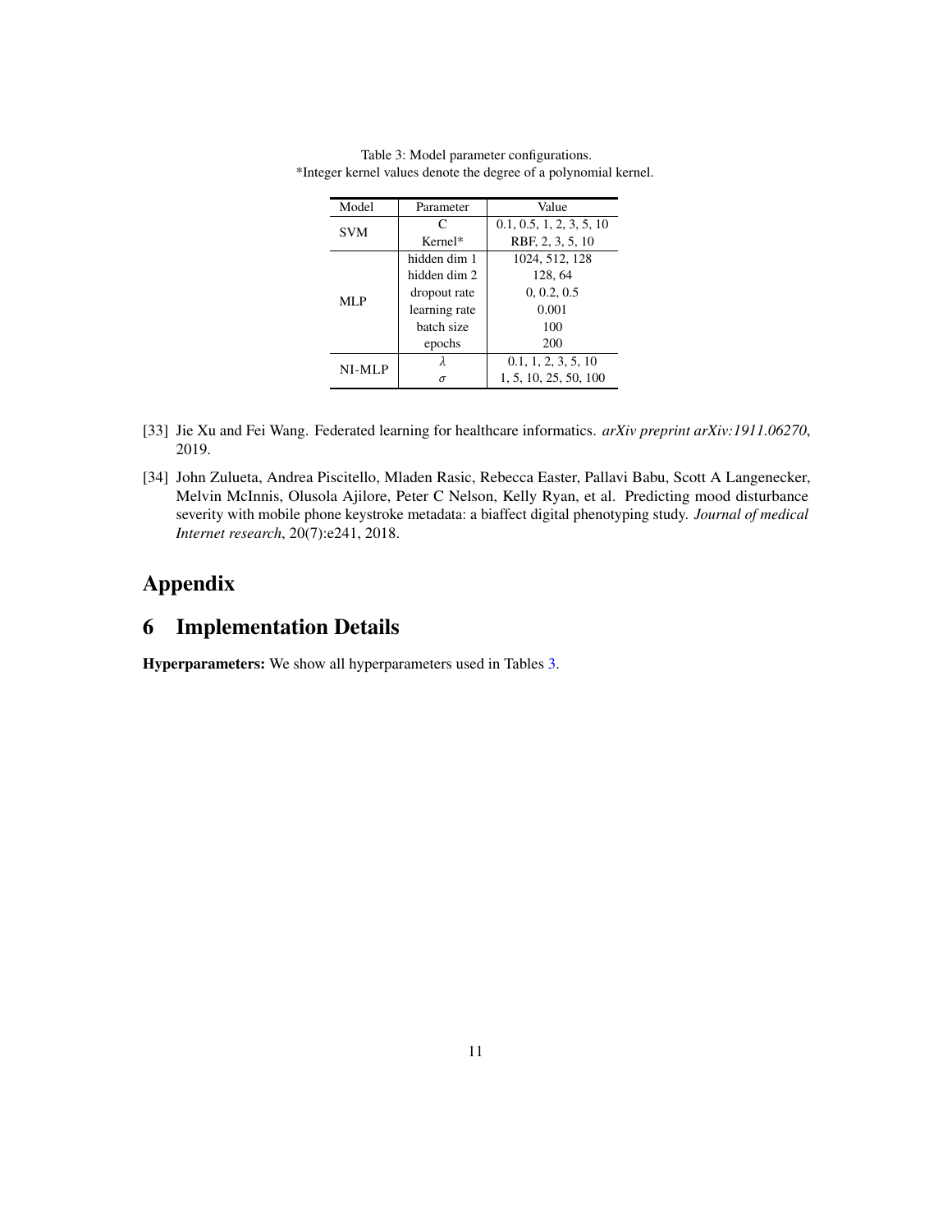Table 3: Model parameter configurations.
*Integer kernel values denote the degree of a polynomial kernel.

| Model | Parameter | Value |
|---|---|---|
| SVM | C | 0.1, 0.5, 1, 2, 3, 5, 10 |
| | Kernel* | RBF, 2, 3, 5, 10 |
| MLP | hidden dim 1 | 1024, 512, 128 |
| | hidden dim 2 | 128, 64 |
| | dropout rate | 0, 0.2, 0.5 |
| | learning rate | 0.001 |
| | batch size | 100 |
| | epochs | 200 |
| NI-MLP | $\lambda$ | 0.1, 1, 2, 3, 5, 10 |
| | $\sigma$ | 1, 5, 10, 25, 50, 100 |

[33] Jie Xu and Fei Wang. Federated learning for healthcare informatics. *arXiv preprint arXiv:1911.06270*, 2019.

[34] John Zulueta, Andrea Piscitello, Mladen Rasic, Rebecca Easter, Pallavi Babu, Scott A Langenecker, Melvin McInnis, Olusola Ajilore, Peter C Nelson, Kelly Ryan, et al. Predicting mood disturbance severity with mobile phone keystroke metadata: a biaffect digital phenotyping study. *Journal of medical Internet research*, 20(7):e241, 2018.

# Appendix

# 6 Implementation Details

**Hyperparameters:** We show all hyperparameters used in Tables 3.